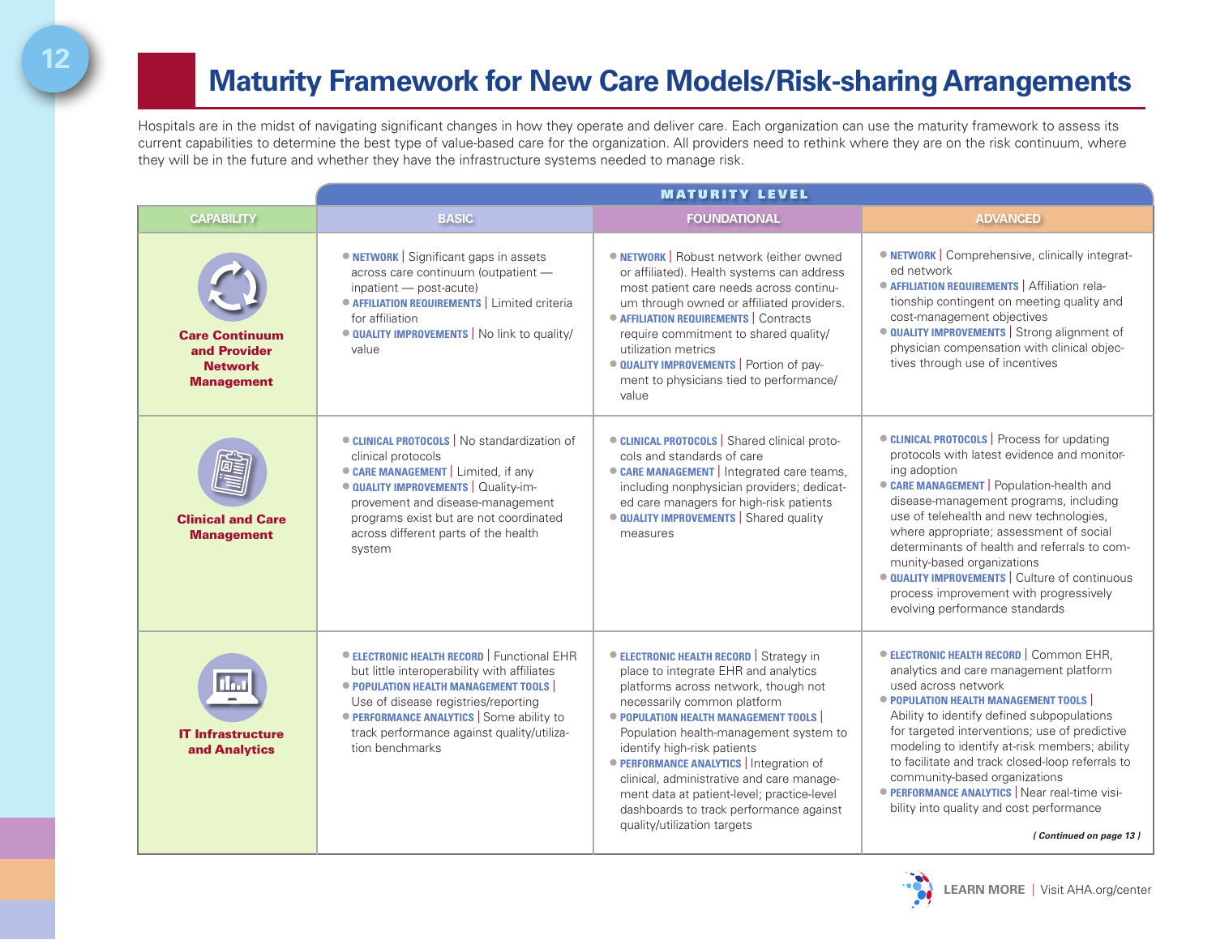# Maturity Framework for New Care Models/Risk-sharing Arrangements

Hospitals are in the midst of navigating significant changes in how they operate and deliver care. Each organization can use the maturity framework to assess its current capabilities to determine the best type of value-based care for the organization. All providers need to rethink where they are on the risk continuum, where they will be in the future and whether they have the infrastructure systems needed to manage risk.

| | MATURITY LEVEL | | |
|---|---|---|---|
| **CAPABILITY** | **BASIC** | **FOUNDATIONAL** | **ADVANCED** |
| **Care Continuum and Provider Network Management** | • **NETWORK** \| Significant gaps in assets across care continuum (outpatient — inpatient — post-acute)<br>• **AFFILIATION REQUIREMENTS** \| Limited criteria for affiliation<br>• **QUALITY IMPROVEMENTS** \| No link to quality/value | • **NETWORK** \| Robust network (either owned or affiliated). Health systems can address most patient care needs across continuum through owned or affiliated providers.<br>• **AFFILIATION REQUIREMENTS** \| Contracts require commitment to shared quality/utilization metrics<br>• **QUALITY IMPROVEMENTS** \| Portion of payment to physicians tied to performance/value | • **NETWORK** \| Comprehensive, clinically integrated network<br>• **AFFILIATION REQUIREMENTS** \| Affiliation relationship contingent on meeting quality and cost-management objectives<br>• **QUALITY IMPROVEMENTS** \| Strong alignment of physician compensation with clinical objectives through use of incentives |
| **Clinical and Care Management** | • **CLINICAL PROTOCOLS** \| No standardization of clinical protocols<br>• **CARE MANAGEMENT** \| Limited, if any<br>• **QUALITY IMPROVEMENTS** \| Quality-improvement and disease-management programs exist but are not coordinated across different parts of the health system | • **CLINICAL PROTOCOLS** \| Shared clinical protocols and standards of care<br>• **CARE MANAGEMENT** \| Integrated care teams, including nonphysician providers; dedicated care managers for high-risk patients<br>• **QUALITY IMPROVEMENTS** \| Shared quality measures | • **CLINICAL PROTOCOLS** \| Process for updating protocols with latest evidence and monitoring adoption<br>• **CARE MANAGEMENT** \| Population-health and disease-management programs, including use of telehealth and new technologies, where appropriate; assessment of social determinants of health and referrals to community-based organizations<br>• **QUALITY IMPROVEMENTS** \| Culture of continuous process improvement with progressively evolving performance standards |
| **IT Infrastructure and Analytics** | • **ELECTRONIC HEALTH RECORD** \| Functional EHR but little interoperability with affiliates<br>• **POPULATION HEALTH MANAGEMENT TOOLS** \| Use of disease registries/reporting<br>• **PERFORMANCE ANALYTICS** \| Some ability to track performance against quality/utilization benchmarks | • **ELECTRONIC HEALTH RECORD** \| Strategy in place to integrate EHR and analytics platforms across network, though not necessarily common platform<br>• **POPULATION HEALTH MANAGEMENT TOOLS** \| Population health-management system to identify high-risk patients<br>• **PERFORMANCE ANALYTICS** \| Integration of clinical, administrative and care management data at patient-level; practice-level dashboards to track performance against quality/utilization targets | • **ELECTRONIC HEALTH RECORD** \| Common EHR, analytics and care management platform used across network<br>• **POPULATION HEALTH MANAGEMENT TOOLS** \| Ability to identify defined subpopulations for targeted interventions; use of predictive modeling to identify at-risk members; ability to facilitate and track closed-loop referrals to community-based organizations<br>• **PERFORMANCE ANALYTICS** \| Near real-time visibility into quality and cost performance |

*( Continued on page 13 )*

**LEARN MORE** | Visit AHA.org/center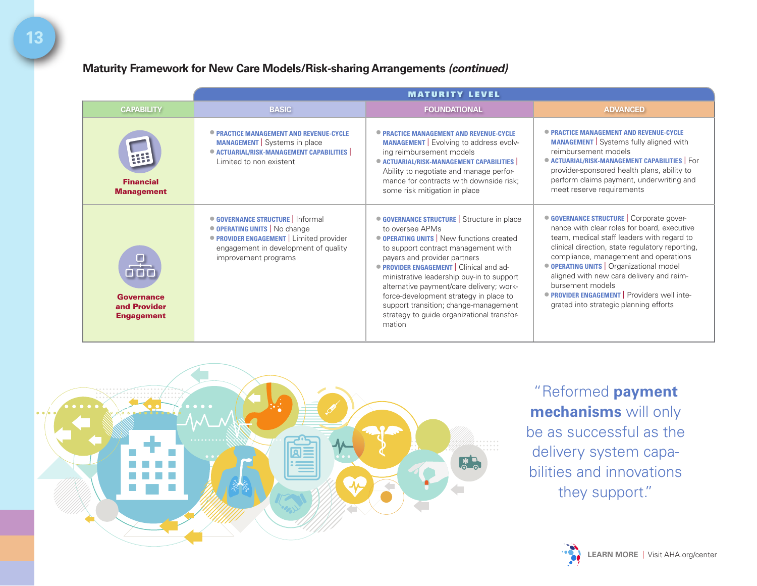### Maturity Framework for New Care Models/Risk-sharing Arrangements *(continued)*

| CAPABILITY | MATURITY LEVEL: BASIC | FOUNDATIONAL | ADVANCED |
|---|---|---|---|
| **Financial Management** | • **PRACTICE MANAGEMENT AND REVENUE-CYCLE MANAGEMENT** \| Systems in place<br>• **ACTUARIAL/RISK-MANAGEMENT CAPABILITIES** \| Limited to non existent | • **PRACTICE MANAGEMENT AND REVENUE-CYCLE MANAGEMENT** \| Evolving to address evolving reimbursement models<br>• **ACTUARIAL/RISK-MANAGEMENT CAPABILITIES** \| Ability to negotiate and manage performance for contracts with downside risk; some risk mitigation in place | • **PRACTICE MANAGEMENT AND REVENUE-CYCLE MANAGEMENT** \| Systems fully aligned with reimbursement models<br>• **ACTUARIAL/RISK-MANAGEMENT CAPABILITIES** \| For provider-sponsored health plans, ability to perform claims payment, underwriting and meet reserve requirements |
| **Governance and Provider Engagement** | • **GOVERNANCE STRUCTURE** \| Informal<br>• **OPERATING UNITS** \| No change<br>• **PROVIDER ENGAGEMENT** \| Limited provider engagement in development of quality improvement programs | • **GOVERNANCE STRUCTURE** \| Structure in place to oversee APMs<br>• **OPERATING UNITS** \| New functions created to support contract management with payers and provider partners<br>• **PROVIDER ENGAGEMENT** \| Clinical and administrative leadership buy-in to support alternative payment/care delivery; workforce-development strategy in place to support transition; change-management strategy to guide organizational transformation | • **GOVERNANCE STRUCTURE** \| Corporate governance with clear roles for board, executive team, medical staff leaders with regard to clinical direction, state regulatory reporting, compliance, management and operations<br>• **OPERATING UNITS** \| Organizational model aligned with new care delivery and reimbursement models<br>• **PROVIDER ENGAGEMENT** \| Providers well integrated into strategic planning efforts |

"Reformed **payment mechanisms** will only be as successful as the delivery system capabilities and innovations they support."

**LEARN MORE** | Visit AHA.org/center